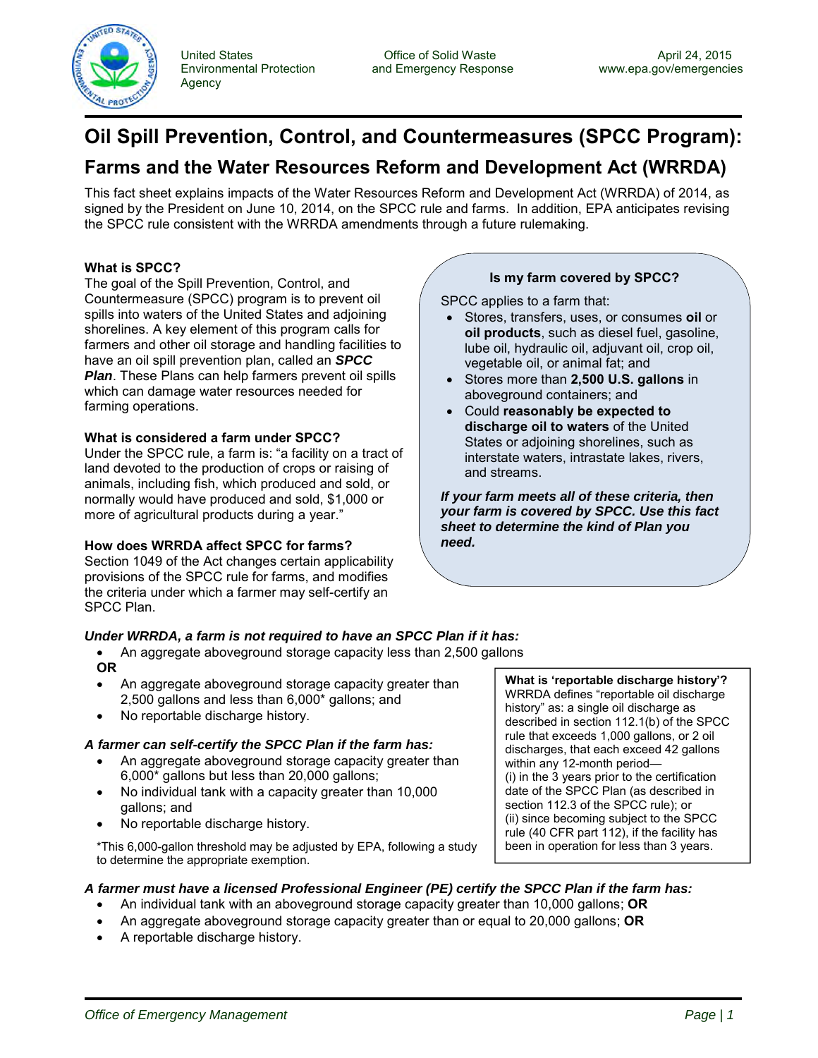United States Environmental Protection Agency

Office of Solid Waste and Emergency Response

April 24, 2015
www.epa.gov/emergencies

# Oil Spill Prevention, Control, and Countermeasures (SPCC Program):

## Farms and the Water Resources Reform and Development Act (WRRDA)

This fact sheet explains impacts of the Water Resources Reform and Development Act (WRRDA) of 2014, as signed by the President on June 10, 2014, on the SPCC rule and farms. In addition, EPA anticipates revising the SPCC rule consistent with the WRRDA amendments through a future rulemaking.

**What is SPCC?**
The goal of the Spill Prevention, Control, and Countermeasure (SPCC) program is to prevent oil spills into waters of the United States and adjoining shorelines. A key element of this program calls for farmers and other oil storage and handling facilities to have an oil spill prevention plan, called an ***SPCC Plan***. These Plans can help farmers prevent oil spills which can damage water resources needed for farming operations.

**What is considered a farm under SPCC?**
Under the SPCC rule, a farm is: "a facility on a tract of land devoted to the production of crops or raising of animals, including fish, which produced and sold, or normally would have produced and sold, $1,000 or more of agricultural products during a year."

**How does WRRDA affect SPCC for farms?**
Section 1049 of the Act changes certain applicability provisions of the SPCC rule for farms, and modifies the criteria under which a farmer may self-certify an SPCC Plan.

**Is my farm covered by SPCC?**

SPCC applies to a farm that:

- Stores, transfers, uses, or consumes **oil** or **oil products**, such as diesel fuel, gasoline, lube oil, hydraulic oil, adjuvant oil, crop oil, vegetable oil, or animal fat; and
- Stores more than **2,500 U.S. gallons** in aboveground containers; and
- Could **reasonably be expected to discharge oil to waters** of the United States or adjoining shorelines, such as interstate waters, intrastate lakes, rivers, and streams.

***If your farm meets all of these criteria, then your farm is covered by SPCC. Use this fact sheet to determine the kind of Plan you need.***

***Under WRRDA, a farm is not required to have an SPCC Plan if it has:***

- An aggregate aboveground storage capacity less than 2,500 gallons

**OR**

- An aggregate aboveground storage capacity greater than 2,500 gallons and less than 6,000* gallons; and
- No reportable discharge history.

***A farmer can self-certify the SPCC Plan if the farm has:***

- An aggregate aboveground storage capacity greater than 6,000* gallons but less than 20,000 gallons;
- No individual tank with a capacity greater than 10,000 gallons; and
- No reportable discharge history.

*This 6,000-gallon threshold may be adjusted by EPA, following a study to determine the appropriate exemption.

**What is 'reportable discharge history'?**
WRRDA defines "reportable oil discharge history" as: a single oil discharge as described in section 112.1(b) of the SPCC rule that exceeds 1,000 gallons, or 2 oil discharges, that each exceed 42 gallons within any 12-month period—
(i) in the 3 years prior to the certification date of the SPCC Plan (as described in section 112.3 of the SPCC rule); or
(ii) since becoming subject to the SPCC rule (40 CFR part 112), if the facility has been in operation for less than 3 years.

***A farmer must have a licensed Professional Engineer (PE) certify the SPCC Plan if the farm has:***

- An individual tank with an aboveground storage capacity greater than 10,000 gallons; **OR**
- An aggregate aboveground storage capacity greater than or equal to 20,000 gallons; **OR**
- A reportable discharge history.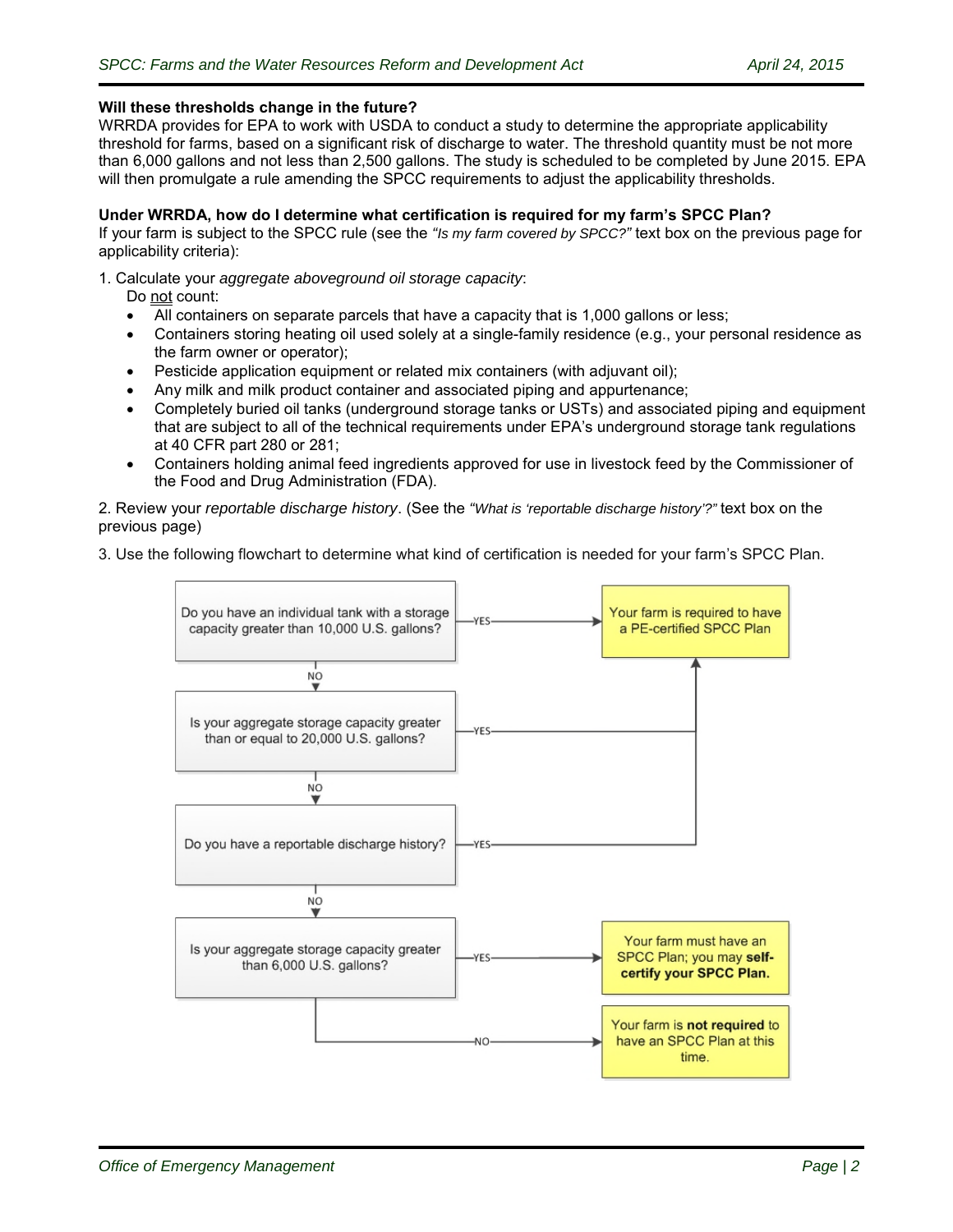**Will these thresholds change in the future?**

WRRDA provides for EPA to work with USDA to conduct a study to determine the appropriate applicability threshold for farms, based on a significant risk of discharge to water. The threshold quantity must be not more than 6,000 gallons and not less than 2,500 gallons. The study is scheduled to be completed by June 2015. EPA will then promulgate a rule amending the SPCC requirements to adjust the applicability thresholds.

**Under WRRDA, how do I determine what certification is required for my farm's SPCC Plan?**

If your farm is subject to the SPCC rule (see the *"Is my farm covered by SPCC?"* text box on the previous page for applicability criteria):

1. Calculate your *aggregate aboveground oil storage capacity*:

   Do not count:

   - All containers on separate parcels that have a capacity that is 1,000 gallons or less;
   - Containers storing heating oil used solely at a single-family residence (e.g., your personal residence as the farm owner or operator);
   - Pesticide application equipment or related mix containers (with adjuvant oil);
   - Any milk and milk product container and associated piping and appurtenance;
   - Completely buried oil tanks (underground storage tanks or USTs) and associated piping and equipment that are subject to all of the technical requirements under EPA's underground storage tank regulations at 40 CFR part 280 or 281;
   - Containers holding animal feed ingredients approved for use in livestock feed by the Commissioner of the Food and Drug Administration (FDA).

2. Review your *reportable discharge history*. (See the *"What is 'reportable discharge history'?"* text box on the previous page)

3. Use the following flowchart to determine what kind of certification is needed for your farm's SPCC Plan.

- Do you have an individual tank with a storage capacity greater than 10,000 U.S. gallons?
  - YES → Your farm is required to have a PE-certified SPCC Plan
  - NO ↓
- Is your aggregate storage capacity greater than or equal to 20,000 U.S. gallons?
  - YES → Your farm is required to have a PE-certified SPCC Plan
  - NO ↓
- Do you have a reportable discharge history?
  - YES → Your farm is required to have a PE-certified SPCC Plan
  - NO ↓
- Is your aggregate storage capacity greater than 6,000 U.S. gallons?
  - YES → Your farm must have an SPCC Plan; you may **self-certify your SPCC Plan.**
  - NO → Your farm is **not required** to have an SPCC Plan at this time.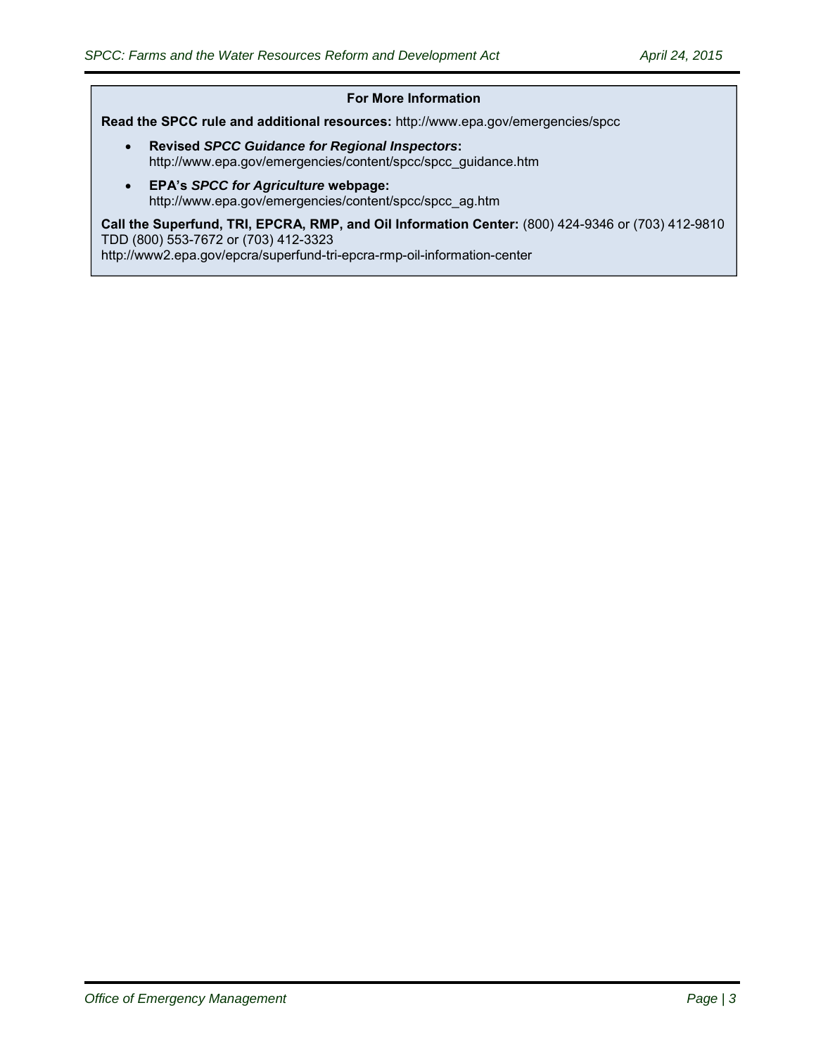### For More Information

**Read the SPCC rule and additional resources:** http://www.epa.gov/emergencies/spcc

- **Revised *SPCC Guidance for Regional Inspectors*:** http://www.epa.gov/emergencies/content/spcc/spcc_guidance.htm
- **EPA's *SPCC for Agriculture* webpage:** http://www.epa.gov/emergencies/content/spcc/spcc_ag.htm

**Call the Superfund, TRI, EPCRA, RMP, and Oil Information Center:** (800) 424-9346 or (703) 412-9810
TDD (800) 553-7672 or (703) 412-3323
http://www2.epa.gov/epcra/superfund-tri-epcra-rmp-oil-information-center